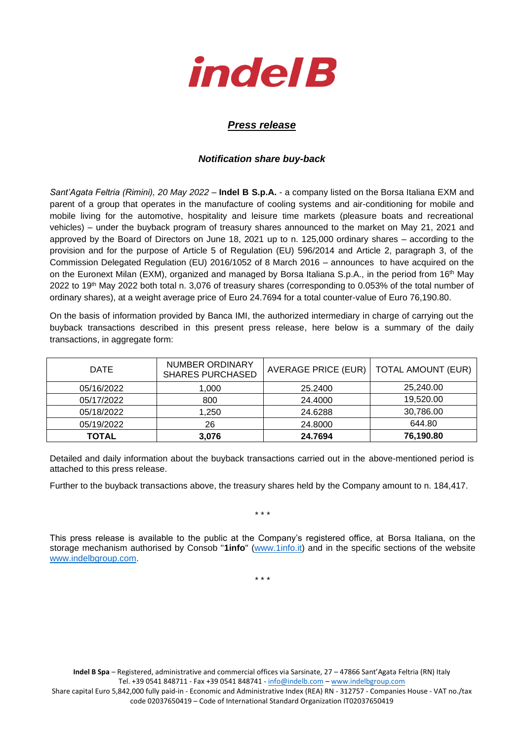# indel B

## *Press release*

### *Notification share buy-back*

*Sant'Agata Feltria (Rimini), 20 May 2022* – **Indel B S.p.A.** - a company listed on the Borsa Italiana EXM and parent of a group that operates in the manufacture of cooling systems and air-conditioning for mobile and mobile living for the automotive, hospitality and leisure time markets (pleasure boats and recreational vehicles) – under the buyback program of treasury shares announced to the market on May 21, 2021 and approved by the Board of Directors on June 18, 2021 up to n. 125,000 ordinary shares – according to the provision and for the purpose of Article 5 of Regulation (EU) 596/2014 and Article 2, paragraph 3, of the Commission Delegated Regulation (EU) 2016/1052 of 8 March 2016 – announces to have acquired on the on the Euronext Milan (EXM), organized and managed by Borsa Italiana S.p.A., in the period from 16th May 2022 to 19th May 2022 both total n. 3,076 of treasury shares (corresponding to 0.053% of the total number of ordinary shares), at a weight average price of Euro 24.7694 for a total counter-value of Euro 76,190.80.

On the basis of information provided by Banca IMI, the authorized intermediary in charge of carrying out the buyback transactions described in this present press release, here below is a summary of the daily transactions, in aggregate form:

| DATE | NUMBER ORDINARY SHARES PURCHASED | AVERAGE PRICE (EUR) | TOTAL AMOUNT (EUR) |
|---|---|---|---|
| 05/16/2022 | 1,000 | 25.2400 | 25,240.00 |
| 05/17/2022 | 800 | 24.4000 | 19,520.00 |
| 05/18/2022 | 1,250 | 24.6288 | 30,786.00 |
| 05/19/2022 | 26 | 24.8000 | 644.80 |
| **TOTAL** | **3,076** | **24.7694** | **76,190.80** |

Detailed and daily information about the buyback transactions carried out in the above-mentioned period is attached to this press release.

Further to the buyback transactions above, the treasury shares held by the Company amount to n. 184,417.

\* \* \*

This press release is available to the public at the Company's registered office, at Borsa Italiana, on the storage mechanism authorised by Consob "**1info**" (www.1info.it) and in the specific sections of the website www.indelbgroup.com.

\* \* \*

**Indel B Spa** – Registered, administrative and commercial offices via Sarsinate, 27 – 47866 Sant'Agata Feltria (RN) Italy
Tel. +39 0541 848711 - Fax +39 0541 848741 - info@indelb.com – www.indelbgroup.com
Share capital Euro 5,842,000 fully paid-in - Economic and Administrative Index (REA) RN - 312757 - Companies House - VAT no./tax code 02037650419 – Code of International Standard Organization IT02037650419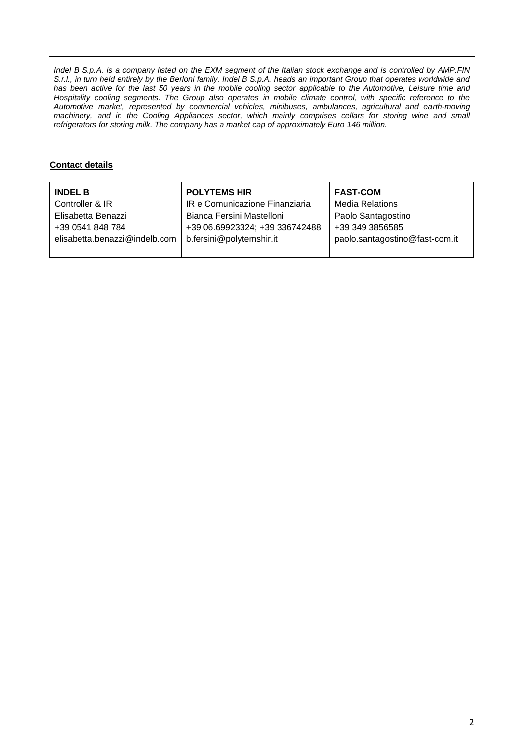*Indel B S.p.A. is a company listed on the EXM segment of the Italian stock exchange and is controlled by AMP.FIN S.r.l., in turn held entirely by the Berloni family. Indel B S.p.A. heads an important Group that operates worldwide and has been active for the last 50 years in the mobile cooling sector applicable to the Automotive, Leisure time and Hospitality cooling segments. The Group also operates in mobile climate control, with specific reference to the Automotive market, represented by commercial vehicles, minibuses, ambulances, agricultural and earth-moving machinery, and in the Cooling Appliances sector, which mainly comprises cellars for storing wine and small refrigerators for storing milk. The company has a market cap of approximately Euro 146 million.*

**Contact details**

| **INDEL B** | **POLYTEMS HIR** | **FAST-COM** |
| --- | --- | --- |
| Controller & IR | IR e Comunicazione Finanziaria | Media Relations |
| Elisabetta Benazzi | Bianca Fersini Mastelloni | Paolo Santagostino |
| +39 0541 848 784 | +39 06.69923324; +39 336742488 | +39 349 3856585 |
| elisabetta.benazzi@indelb.com | b.fersini@polytemshir.it | paolo.santagostino@fast-com.it |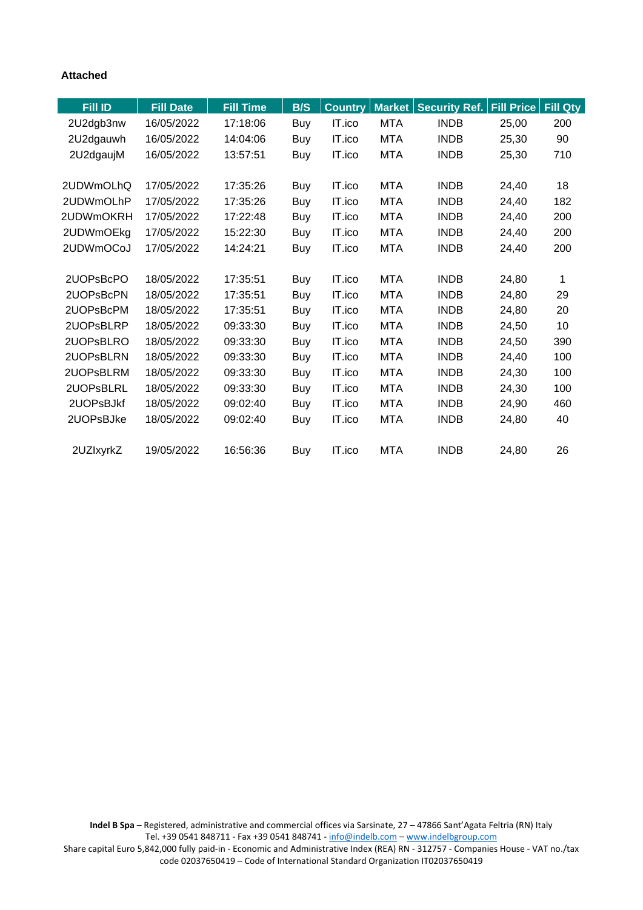**Attached**

| Fill ID | Fill Date | Fill Time | B/S | Country | Market | Security Ref. | Fill Price | Fill Qty |
|---|---|---|---|---|---|---|---|---|
| 2U2dgb3nw | 16/05/2022 | 17:18:06 | Buy | IT.ico | MTA | INDB | 25,00 | 200 |
| 2U2dgauwh | 16/05/2022 | 14:04:06 | Buy | IT.ico | MTA | INDB | 25,30 | 90 |
| 2U2dgaujM | 16/05/2022 | 13:57:51 | Buy | IT.ico | MTA | INDB | 25,30 | 710 |
| 2UDWmOLhQ | 17/05/2022 | 17:35:26 | Buy | IT.ico | MTA | INDB | 24,40 | 18 |
| 2UDWmOLhP | 17/05/2022 | 17:35:26 | Buy | IT.ico | MTA | INDB | 24,40 | 182 |
| 2UDWmOKRH | 17/05/2022 | 17:22:48 | Buy | IT.ico | MTA | INDB | 24,40 | 200 |
| 2UDWmOEkg | 17/05/2022 | 15:22:30 | Buy | IT.ico | MTA | INDB | 24,40 | 200 |
| 2UDWmOCoJ | 17/05/2022 | 14:24:21 | Buy | IT.ico | MTA | INDB | 24,40 | 200 |
| 2UOPsBcPO | 18/05/2022 | 17:35:51 | Buy | IT.ico | MTA | INDB | 24,80 | 1 |
| 2UOPsBcPN | 18/05/2022 | 17:35:51 | Buy | IT.ico | MTA | INDB | 24,80 | 29 |
| 2UOPsBcPM | 18/05/2022 | 17:35:51 | Buy | IT.ico | MTA | INDB | 24,80 | 20 |
| 2UOPsBLRP | 18/05/2022 | 09:33:30 | Buy | IT.ico | MTA | INDB | 24,50 | 10 |
| 2UOPsBLRO | 18/05/2022 | 09:33:30 | Buy | IT.ico | MTA | INDB | 24,50 | 390 |
| 2UOPsBLRN | 18/05/2022 | 09:33:30 | Buy | IT.ico | MTA | INDB | 24,40 | 100 |
| 2UOPsBLRM | 18/05/2022 | 09:33:30 | Buy | IT.ico | MTA | INDB | 24,30 | 100 |
| 2UOPsBLRL | 18/05/2022 | 09:33:30 | Buy | IT.ico | MTA | INDB | 24,30 | 100 |
| 2UOPsBJkf | 18/05/2022 | 09:02:40 | Buy | IT.ico | MTA | INDB | 24,90 | 460 |
| 2UOPsBJke | 18/05/2022 | 09:02:40 | Buy | IT.ico | MTA | INDB | 24,80 | 40 |
| 2UZIxyrkZ | 19/05/2022 | 16:56:36 | Buy | IT.ico | MTA | INDB | 24,80 | 26 |

**Indel B Spa** – Registered, administrative and commercial offices via Sarsinate, 27 – 47866 Sant'Agata Feltria (RN) Italy
Tel. +39 0541 848711 - Fax +39 0541 848741 - info@indelb.com – www.indelbgroup.com
Share capital Euro 5,842,000 fully paid-in - Economic and Administrative Index (REA) RN - 312757 - Companies House - VAT no./tax code 02037650419 – Code of International Standard Organization IT02037650419